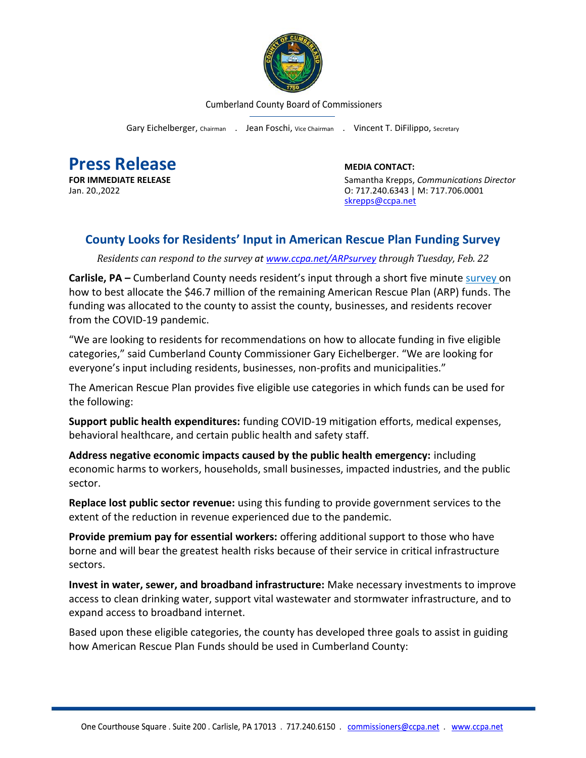Cumberland County Board of Commissioners

Gary Eichelberger, Chairman . Jean Foschi, Vice Chairman . Vincent T. DiFilippo, Secretary

# Press Release

**FOR IMMEDIATE RELEASE**
Jan. 20.,2022

**MEDIA CONTACT:**
Samantha Krepps, *Communications Director*
O: 717.240.6343 | M: 717.706.0001
skrepps@ccpa.net

## County Looks for Residents' Input in American Rescue Plan Funding Survey

*Residents can respond to the survey at www.ccpa.net/ARPsurvey through Tuesday, Feb. 22*

**Carlisle, PA –** Cumberland County needs resident's input through a short five minute survey on how to best allocate the $46.7 million of the remaining American Rescue Plan (ARP) funds. The funding was allocated to the county to assist the county, businesses, and residents recover from the COVID-19 pandemic.

"We are looking to residents for recommendations on how to allocate funding in five eligible categories," said Cumberland County Commissioner Gary Eichelberger. "We are looking for everyone's input including residents, businesses, non-profits and municipalities."

The American Rescue Plan provides five eligible use categories in which funds can be used for the following:

**Support public health expenditures:** funding COVID-19 mitigation efforts, medical expenses, behavioral healthcare, and certain public health and safety staff.

**Address negative economic impacts caused by the public health emergency:** including economic harms to workers, households, small businesses, impacted industries, and the public sector.

**Replace lost public sector revenue:** using this funding to provide government services to the extent of the reduction in revenue experienced due to the pandemic.

**Provide premium pay for essential workers:** offering additional support to those who have borne and will bear the greatest health risks because of their service in critical infrastructure sectors.

**Invest in water, sewer, and broadband infrastructure:** Make necessary investments to improve access to clean drinking water, support vital wastewater and stormwater infrastructure, and to expand access to broadband internet.

Based upon these eligible categories, the county has developed three goals to assist in guiding how American Rescue Plan Funds should be used in Cumberland County: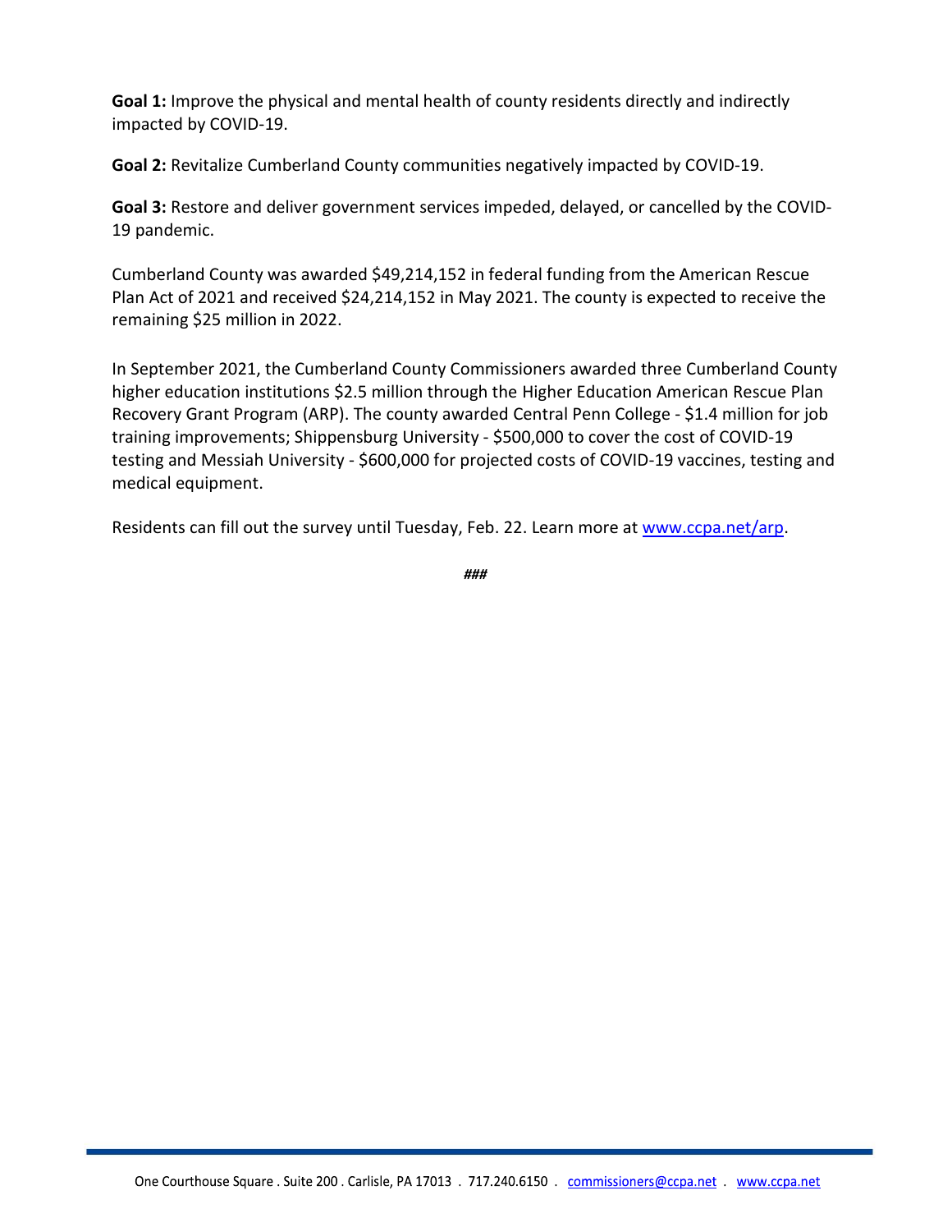**Goal 1:** Improve the physical and mental health of county residents directly and indirectly impacted by COVID-19.

**Goal 2:** Revitalize Cumberland County communities negatively impacted by COVID-19.

**Goal 3:** Restore and deliver government services impeded, delayed, or cancelled by the COVID-19 pandemic.

Cumberland County was awarded $49,214,152 in federal funding from the American Rescue Plan Act of 2021 and received $24,214,152 in May 2021. The county is expected to receive the remaining $25 million in 2022.

In September 2021, the Cumberland County Commissioners awarded three Cumberland County higher education institutions $2.5 million through the Higher Education American Rescue Plan Recovery Grant Program (ARP). The county awarded Central Penn College - $1.4 million for job training improvements; Shippensburg University - $500,000 to cover the cost of COVID-19 testing and Messiah University - $600,000 for projected costs of COVID-19 vaccines, testing and medical equipment.

Residents can fill out the survey until Tuesday, Feb. 22. Learn more at www.ccpa.net/arp.

***###***